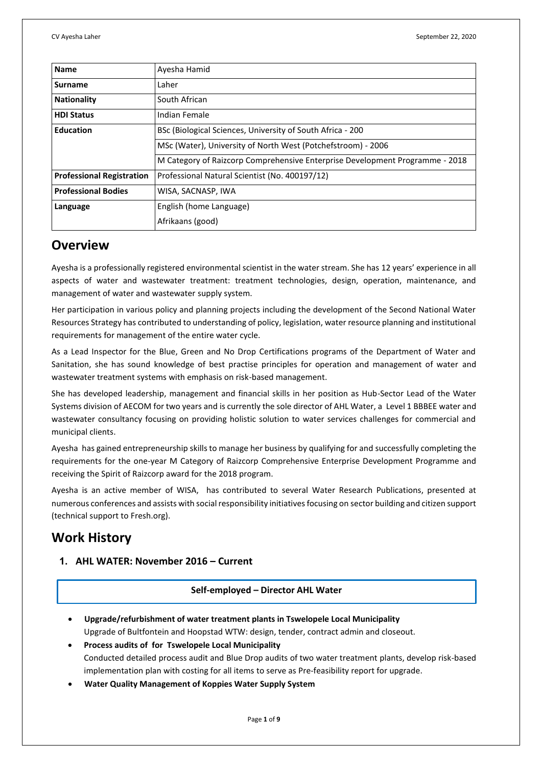| | |
|---|---|
| **Name** | Ayesha Hamid |
| **Surname** | Laher |
| **Nationality** | South African |
| **HDI Status** | Indian Female |
| **Education** | BSc (Biological Sciences, University of South Africa - 200 |
| | MSc (Water), University of North West (Potchefstroom) - 2006 |
| | M Category of Raizcorp Comprehensive Enterprise Development Programme - 2018 |
| **Professional Registration** | Professional Natural Scientist (No. 400197/12) |
| **Professional Bodies** | WISA, SACNASP, IWA |
| **Language** | English (home Language)<br>Afrikaans (good) |

# Overview

Ayesha is a professionally registered environmental scientist in the water stream. She has 12 years' experience in all aspects of water and wastewater treatment: treatment technologies, design, operation, maintenance, and management of water and wastewater supply system.

Her participation in various policy and planning projects including the development of the Second National Water Resources Strategy has contributed to understanding of policy, legislation, water resource planning and institutional requirements for management of the entire water cycle.

As a Lead Inspector for the Blue, Green and No Drop Certifications programs of the Department of Water and Sanitation, she has sound knowledge of best practise principles for operation and management of water and wastewater treatment systems with emphasis on risk-based management.

She has developed leadership, management and financial skills in her position as Hub-Sector Lead of the Water Systems division of AECOM for two years and is currently the sole director of AHL Water, a Level 1 BBBEE water and wastewater consultancy focusing on providing holistic solution to water services challenges for commercial and municipal clients.

Ayesha has gained entrepreneurship skills to manage her business by qualifying for and successfully completing the requirements for the one-year M Category of Raizcorp Comprehensive Enterprise Development Programme and receiving the Spirit of Raizcorp award for the 2018 program.

Ayesha is an active member of WISA, has contributed to several Water Research Publications, presented at numerous conferences and assists with social responsibility initiatives focusing on sector building and citizen support (technical support to Fresh.org).

# Work History

## 1. AHL WATER: November 2016 – Current

**Self-employed – Director AHL Water**

- **Upgrade/refurbishment of water treatment plants in Tswelopele Local Municipality**
  Upgrade of Bultfontein and Hoopstad WTW: design, tender, contract admin and closeout.
- **Process audits of for Tswelopele Local Municipality**
  Conducted detailed process audit and Blue Drop audits of two water treatment plants, develop risk-based implementation plan with costing for all items to serve as Pre-feasibility report for upgrade.
- **Water Quality Management of Koppies Water Supply System**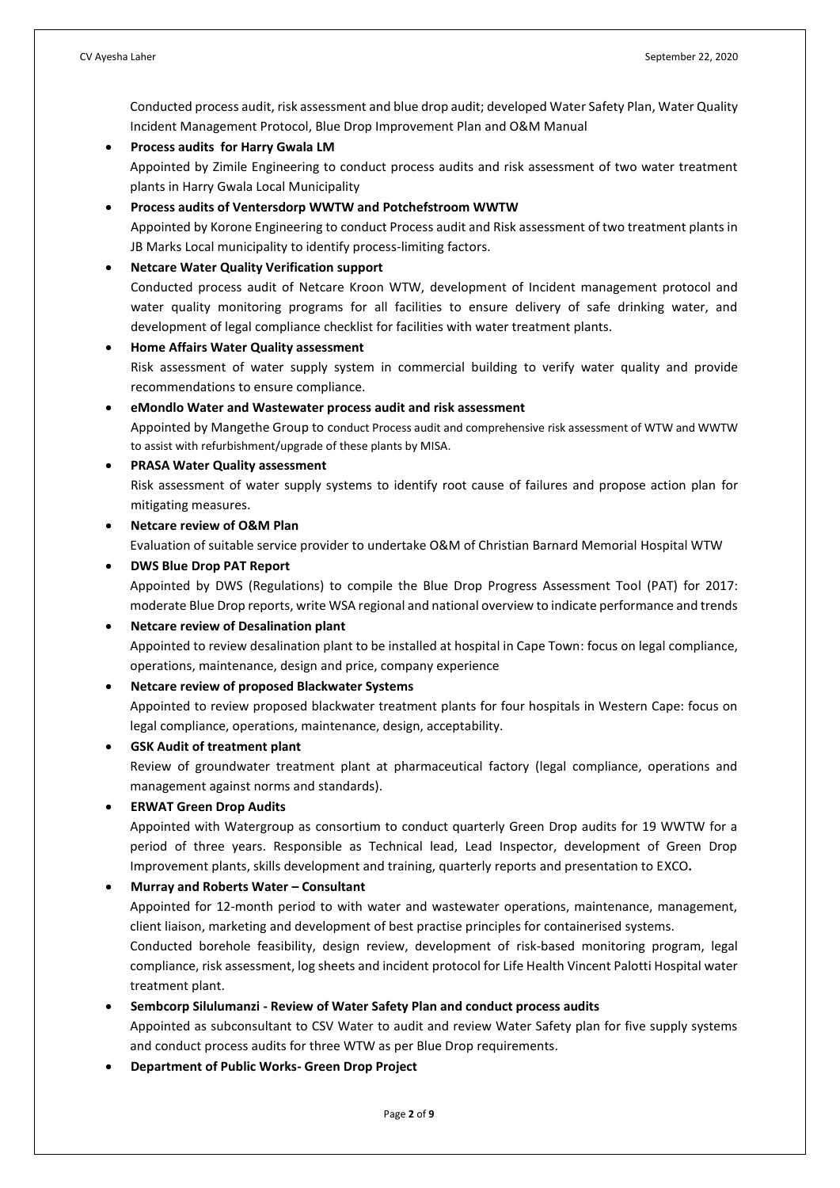Conducted process audit, risk assessment and blue drop audit; developed Water Safety Plan, Water Quality Incident Management Protocol, Blue Drop Improvement Plan and O&M Manual

- **Process audits for Harry Gwala LM**
  Appointed by Zimile Engineering to conduct process audits and risk assessment of two water treatment plants in Harry Gwala Local Municipality
- **Process audits of Ventersdorp WWTW and Potchefstroom WWTW**
  Appointed by Korone Engineering to conduct Process audit and Risk assessment of two treatment plants in JB Marks Local municipality to identify process-limiting factors.
- **Netcare Water Quality Verification support**
  Conducted process audit of Netcare Kroon WTW, development of Incident management protocol and water quality monitoring programs for all facilities to ensure delivery of safe drinking water, and development of legal compliance checklist for facilities with water treatment plants.
- **Home Affairs Water Quality assessment**
  Risk assessment of water supply system in commercial building to verify water quality and provide recommendations to ensure compliance.
- **eMondlo Water and Wastewater process audit and risk assessment**
  Appointed by Mangethe Group to conduct Process audit and comprehensive risk assessment of WTW and WWTW to assist with refurbishment/upgrade of these plants by MISA.
- **PRASA Water Quality assessment**
  Risk assessment of water supply systems to identify root cause of failures and propose action plan for mitigating measures.
- **Netcare review of O&M Plan**
  Evaluation of suitable service provider to undertake O&M of Christian Barnard Memorial Hospital WTW
- **DWS Blue Drop PAT Report**
  Appointed by DWS (Regulations) to compile the Blue Drop Progress Assessment Tool (PAT) for 2017: moderate Blue Drop reports, write WSA regional and national overview to indicate performance and trends
- **Netcare review of Desalination plant**
  Appointed to review desalination plant to be installed at hospital in Cape Town: focus on legal compliance, operations, maintenance, design and price, company experience
- **Netcare review of proposed Blackwater Systems**
  Appointed to review proposed blackwater treatment plants for four hospitals in Western Cape: focus on legal compliance, operations, maintenance, design, acceptability.
- **GSK Audit of treatment plant**
  Review of groundwater treatment plant at pharmaceutical factory (legal compliance, operations and management against norms and standards).
- **ERWAT Green Drop Audits**
  Appointed with Watergroup as consortium to conduct quarterly Green Drop audits for 19 WWTW for a period of three years. Responsible as Technical lead, Lead Inspector, development of Green Drop Improvement plants, skills development and training, quarterly reports and presentation to EXCO**.**
- **Murray and Roberts Water – Consultant**
  Appointed for 12-month period to with water and wastewater operations, maintenance, management, client liaison, marketing and development of best practise principles for containerised systems.
  Conducted borehole feasibility, design review, development of risk-based monitoring program, legal compliance, risk assessment, log sheets and incident protocol for Life Health Vincent Palotti Hospital water treatment plant.
- **Sembcorp Silulumanzi - Review of Water Safety Plan and conduct process audits**
  Appointed as subconsultant to CSV Water to audit and review Water Safety plan for five supply systems and conduct process audits for three WTW as per Blue Drop requirements.
- **Department of Public Works- Green Drop Project**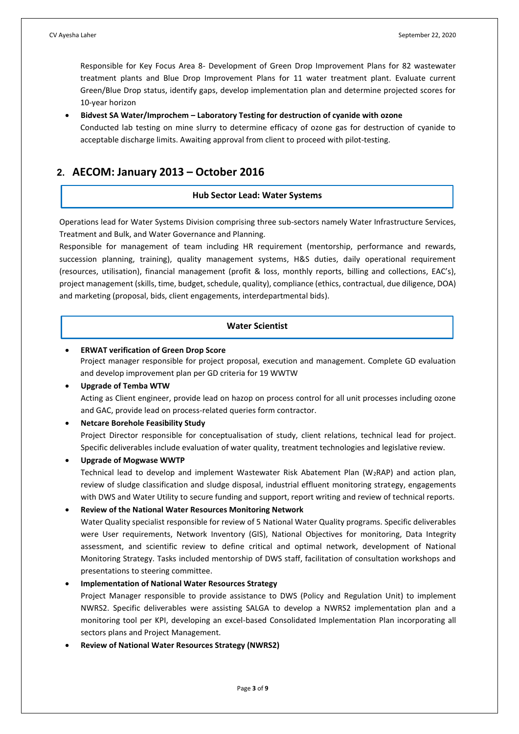Responsible for Key Focus Area 8- Development of Green Drop Improvement Plans for 82 wastewater treatment plants and Blue Drop Improvement Plans for 11 water treatment plant. Evaluate current Green/Blue Drop status, identify gaps, develop implementation plan and determine projected scores for 10-year horizon

- **Bidvest SA Water/Improchem – Laboratory Testing for destruction of cyanide with ozone**
  Conducted lab testing on mine slurry to determine efficacy of ozone gas for destruction of cyanide to acceptable discharge limits. Awaiting approval from client to proceed with pilot-testing.

## 2. AECOM: January 2013 – October 2016

### Hub Sector Lead: Water Systems

Operations lead for Water Systems Division comprising three sub-sectors namely Water Infrastructure Services, Treatment and Bulk, and Water Governance and Planning.

Responsible for management of team including HR requirement (mentorship, performance and rewards, succession planning, training), quality management systems, H&S duties, daily operational requirement (resources, utilisation), financial management (profit & loss, monthly reports, billing and collections, EAC's), project management (skills, time, budget, schedule, quality), compliance (ethics, contractual, due diligence, DOA) and marketing (proposal, bids, client engagements, interdepartmental bids).

### Water Scientist

- **ERWAT verification of Green Drop Score**
  Project manager responsible for project proposal, execution and management. Complete GD evaluation and develop improvement plan per GD criteria for 19 WWTW
- **Upgrade of Temba WTW**
  Acting as Client engineer, provide lead on hazop on process control for all unit processes including ozone and GAC, provide lead on process-related queries form contractor.
- **Netcare Borehole Feasibility Study**
  Project Director responsible for conceptualisation of study, client relations, technical lead for project. Specific deliverables include evaluation of water quality, treatment technologies and legislative review.
- **Upgrade of Mogwase WWTP**
  Technical lead to develop and implement Wastewater Risk Abatement Plan ($W_2RAP$) and action plan, review of sludge classification and sludge disposal, industrial effluent monitoring strategy, engagements with DWS and Water Utility to secure funding and support, report writing and review of technical reports.
- **Review of the National Water Resources Monitoring Network**
  Water Quality specialist responsible for review of 5 National Water Quality programs. Specific deliverables were User requirements, Network Inventory (GIS), National Objectives for monitoring, Data Integrity assessment, and scientific review to define critical and optimal network, development of National Monitoring Strategy. Tasks included mentorship of DWS staff, facilitation of consultation workshops and presentations to steering committee.
- **Implementation of National Water Resources Strategy**
  Project Manager responsible to provide assistance to DWS (Policy and Regulation Unit) to implement NWRS2. Specific deliverables were assisting SALGA to develop a NWRS2 implementation plan and a monitoring tool per KPI, developing an excel-based Consolidated Implementation Plan incorporating all sectors plans and Project Management.
- **Review of National Water Resources Strategy (NWRS2)**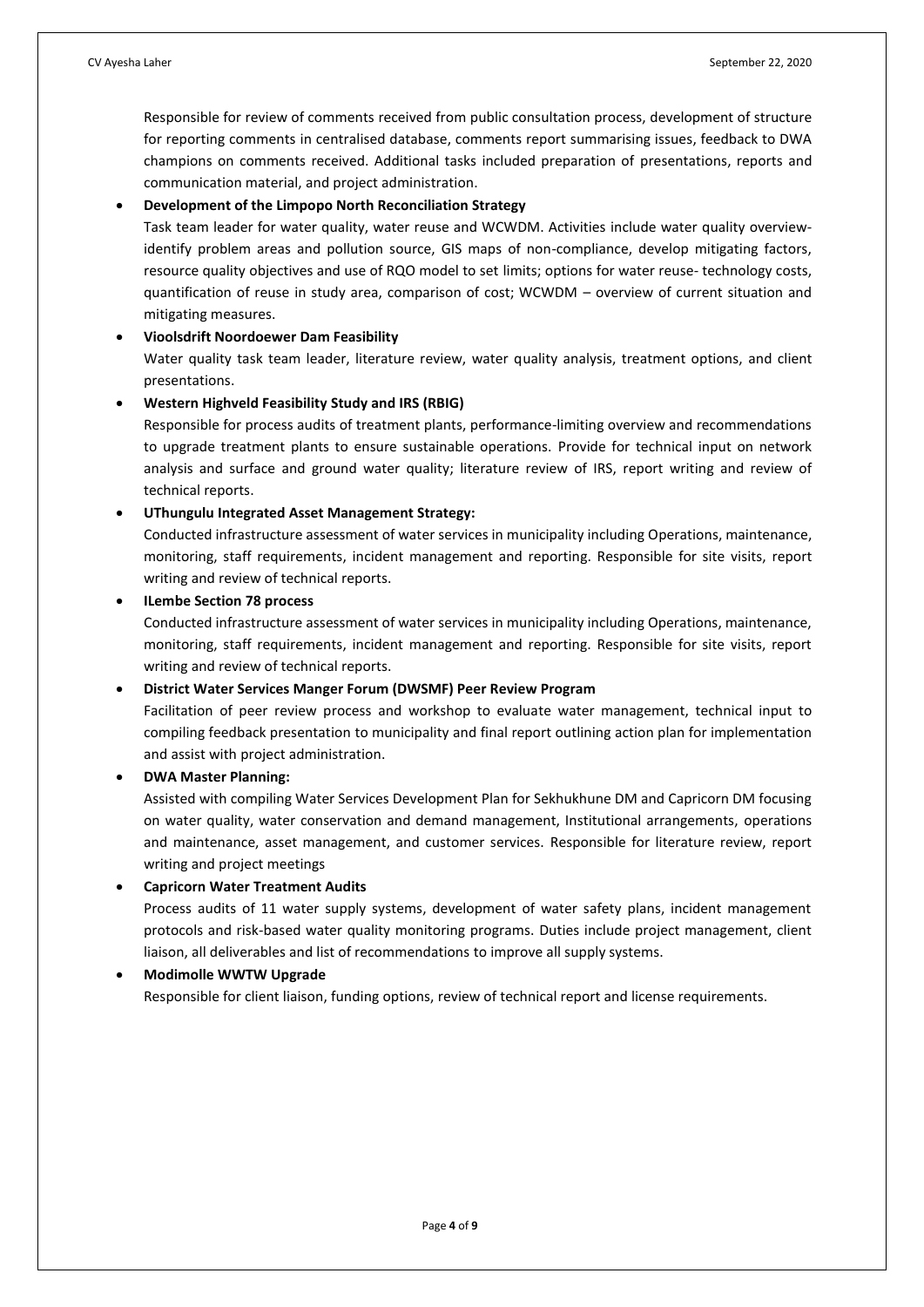Responsible for review of comments received from public consultation process, development of structure for reporting comments in centralised database, comments report summarising issues, feedback to DWA champions on comments received. Additional tasks included preparation of presentations, reports and communication material, and project administration.

- **Development of the Limpopo North Reconciliation Strategy**
  Task team leader for water quality, water reuse and WCWDM. Activities include water quality overview- identify problem areas and pollution source, GIS maps of non-compliance, develop mitigating factors, resource quality objectives and use of RQO model to set limits; options for water reuse- technology costs, quantification of reuse in study area, comparison of cost; WCWDM – overview of current situation and mitigating measures.
- **Vioolsdrift Noordoewer Dam Feasibility**
  Water quality task team leader, literature review, water quality analysis, treatment options, and client presentations.
- **Western Highveld Feasibility Study and IRS (RBIG)**
  Responsible for process audits of treatment plants, performance-limiting overview and recommendations to upgrade treatment plants to ensure sustainable operations. Provide for technical input on network analysis and surface and ground water quality; literature review of IRS, report writing and review of technical reports.
- **UThungulu Integrated Asset Management Strategy:**
  Conducted infrastructure assessment of water services in municipality including Operations, maintenance, monitoring, staff requirements, incident management and reporting. Responsible for site visits, report writing and review of technical reports.
- **ILembe Section 78 process**
  Conducted infrastructure assessment of water services in municipality including Operations, maintenance, monitoring, staff requirements, incident management and reporting. Responsible for site visits, report writing and review of technical reports.
- **District Water Services Manger Forum (DWSMF) Peer Review Program**
  Facilitation of peer review process and workshop to evaluate water management, technical input to compiling feedback presentation to municipality and final report outlining action plan for implementation and assist with project administration.
- **DWA Master Planning:**
  Assisted with compiling Water Services Development Plan for Sekhukhune DM and Capricorn DM focusing on water quality, water conservation and demand management, Institutional arrangements, operations and maintenance, asset management, and customer services. Responsible for literature review, report writing and project meetings
- **Capricorn Water Treatment Audits**
  Process audits of 11 water supply systems, development of water safety plans, incident management protocols and risk-based water quality monitoring programs. Duties include project management, client liaison, all deliverables and list of recommendations to improve all supply systems.
- **Modimolle WWTW Upgrade**
  Responsible for client liaison, funding options, review of technical report and license requirements.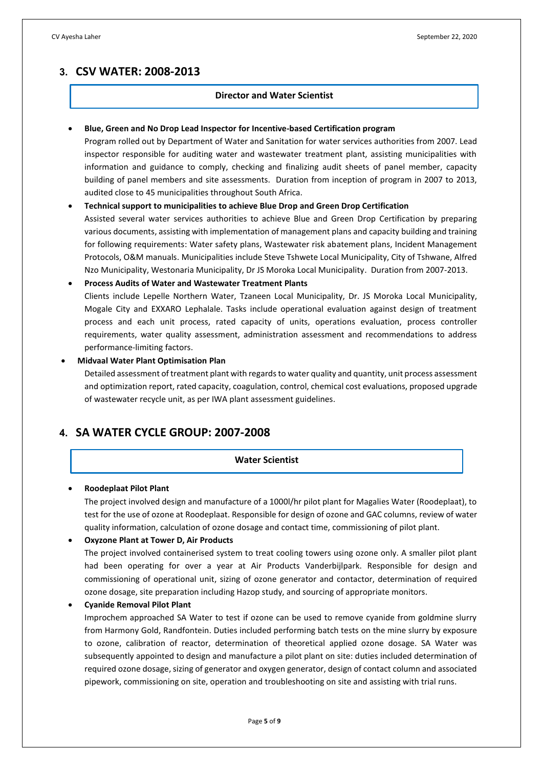## 3. CSV WATER: 2008-2013

**Director and Water Scientist**

- **Blue, Green and No Drop Lead Inspector for Incentive-based Certification program**
  Program rolled out by Department of Water and Sanitation for water services authorities from 2007. Lead inspector responsible for auditing water and wastewater treatment plant, assisting municipalities with information and guidance to comply, checking and finalizing audit sheets of panel member, capacity building of panel members and site assessments. Duration from inception of program in 2007 to 2013, audited close to 45 municipalities throughout South Africa.
- **Technical support to municipalities to achieve Blue Drop and Green Drop Certification**
  Assisted several water services authorities to achieve Blue and Green Drop Certification by preparing various documents, assisting with implementation of management plans and capacity building and training for following requirements: Water safety plans, Wastewater risk abatement plans, Incident Management Protocols, O&M manuals. Municipalities include Steve Tshwete Local Municipality, City of Tshwane, Alfred Nzo Municipality, Westonaria Municipality, Dr JS Moroka Local Municipality. Duration from 2007-2013.
- **Process Audits of Water and Wastewater Treatment Plants**
  Clients include Lepelle Northern Water, Tzaneen Local Municipality, Dr. JS Moroka Local Municipality, Mogale City and EXXARO Lephalale. Tasks include operational evaluation against design of treatment process and each unit process, rated capacity of units, operations evaluation, process controller requirements, water quality assessment, administration assessment and recommendations to address performance-limiting factors.
- **Midvaal Water Plant Optimisation Plan**
  Detailed assessment of treatment plant with regards to water quality and quantity, unit process assessment and optimization report, rated capacity, coagulation, control, chemical cost evaluations, proposed upgrade of wastewater recycle unit, as per IWA plant assessment guidelines.

## 4. SA WATER CYCLE GROUP: 2007-2008

**Water Scientist**

- **Roodeplaat Pilot Plant**
  The project involved design and manufacture of a 1000l/hr pilot plant for Magalies Water (Roodeplaat), to test for the use of ozone at Roodeplaat. Responsible for design of ozone and GAC columns, review of water quality information, calculation of ozone dosage and contact time, commissioning of pilot plant.
- **Oxyzone Plant at Tower D, Air Products**
  The project involved containerised system to treat cooling towers using ozone only. A smaller pilot plant had been operating for over a year at Air Products Vanderbijlpark. Responsible for design and commissioning of operational unit, sizing of ozone generator and contactor, determination of required ozone dosage, site preparation including Hazop study, and sourcing of appropriate monitors.
- **Cyanide Removal Pilot Plant**
  Improchem approached SA Water to test if ozone can be used to remove cyanide from goldmine slurry from Harmony Gold, Randfontein. Duties included performing batch tests on the mine slurry by exposure to ozone, calibration of reactor, determination of theoretical applied ozone dosage. SA Water was subsequently appointed to design and manufacture a pilot plant on site: duties included determination of required ozone dosage, sizing of generator and oxygen generator, design of contact column and associated pipework, commissioning on site, operation and troubleshooting on site and assisting with trial runs.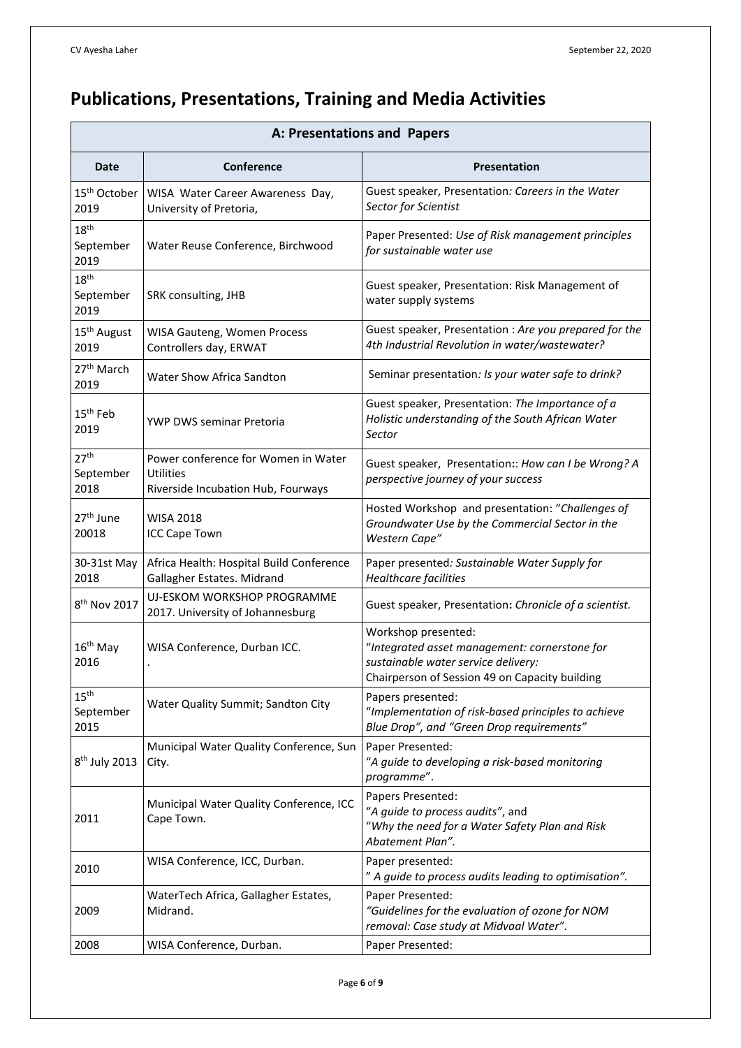# Publications, Presentations, Training and Media Activities

| A: Presentations and Papers | | |
|---|---|---|
| **Date** | **Conference** | **Presentation** |
| 15th October 2019 | WISA Water Career Awareness Day, University of Pretoria, | Guest speaker, Presentation*: Careers in the Water Sector for Scientist* |
| 18th September 2019 | Water Reuse Conference, Birchwood | Paper Presented: *Use of Risk management principles for sustainable water use* |
| 18th September 2019 | SRK consulting, JHB | Guest speaker, Presentation: Risk Management of water supply systems |
| 15th August 2019 | WISA Gauteng, Women Process Controllers day, ERWAT | Guest speaker, Presentation : *Are you prepared for the 4th Industrial Revolution in water/wastewater?* |
| 27th March 2019 | Water Show Africa Sandton | Seminar presentation*: Is your water safe to drink?* |
| 15th Feb 2019 | YWP DWS seminar Pretoria | Guest speaker, Presentation: *The Importance of a Holistic understanding of the South African Water Sector* |
| 27th September 2018 | Power conference for Women in Water Utilities<br>Riverside Incubation Hub, Fourways | Guest speaker, Presentation:: *How can I be Wrong? A perspective journey of your success* |
| 27th June 20018 | WISA 2018<br>ICC Cape Town | Hosted Workshop and presentation: "*Challenges of Groundwater Use by the Commercial Sector in the Western Cape"* |
| 30-31st May 2018 | Africa Health: Hospital Build Conference Gallagher Estates. Midrand | Paper presented*: Sustainable Water Supply for Healthcare facilities* |
| 8th Nov 2017 | UJ-ESKOM WORKSHOP PROGRAMME 2017. University of Johannesburg | Guest speaker, Presentation**:** *Chronicle of a scientist.* |
| 16th May 2016 | WISA Conference, Durban ICC.<br>. | Workshop presented:<br>"*Integrated asset management: cornerstone for sustainable water service delivery:*<br>Chairperson of Session 49 on Capacity building |
| 15th September 2015 | Water Quality Summit; Sandton City | Papers presented:<br>"*Implementation of risk-based principles to achieve Blue Drop", and "Green Drop requirements"* |
| 8th July 2013 | Municipal Water Quality Conference, Sun City. | Paper Presented:<br>"*A guide to developing a risk-based monitoring programme*". |
| 2011 | Municipal Water Quality Conference, ICC Cape Town. | Papers Presented:<br>"*A guide to process audits"*, and<br>"*Why the need for a Water Safety Plan and Risk Abatement Plan".* |
| 2010 | WISA Conference, ICC, Durban. | Paper presented:<br>*" A guide to process audits leading to optimisation".* |
| 2009 | WaterTech Africa, Gallagher Estates, Midrand. | Paper Presented:<br>*"Guidelines for the evaluation of ozone for NOM removal: Case study at Midvaal Water".* |
| 2008 | WISA Conference, Durban. | Paper Presented: |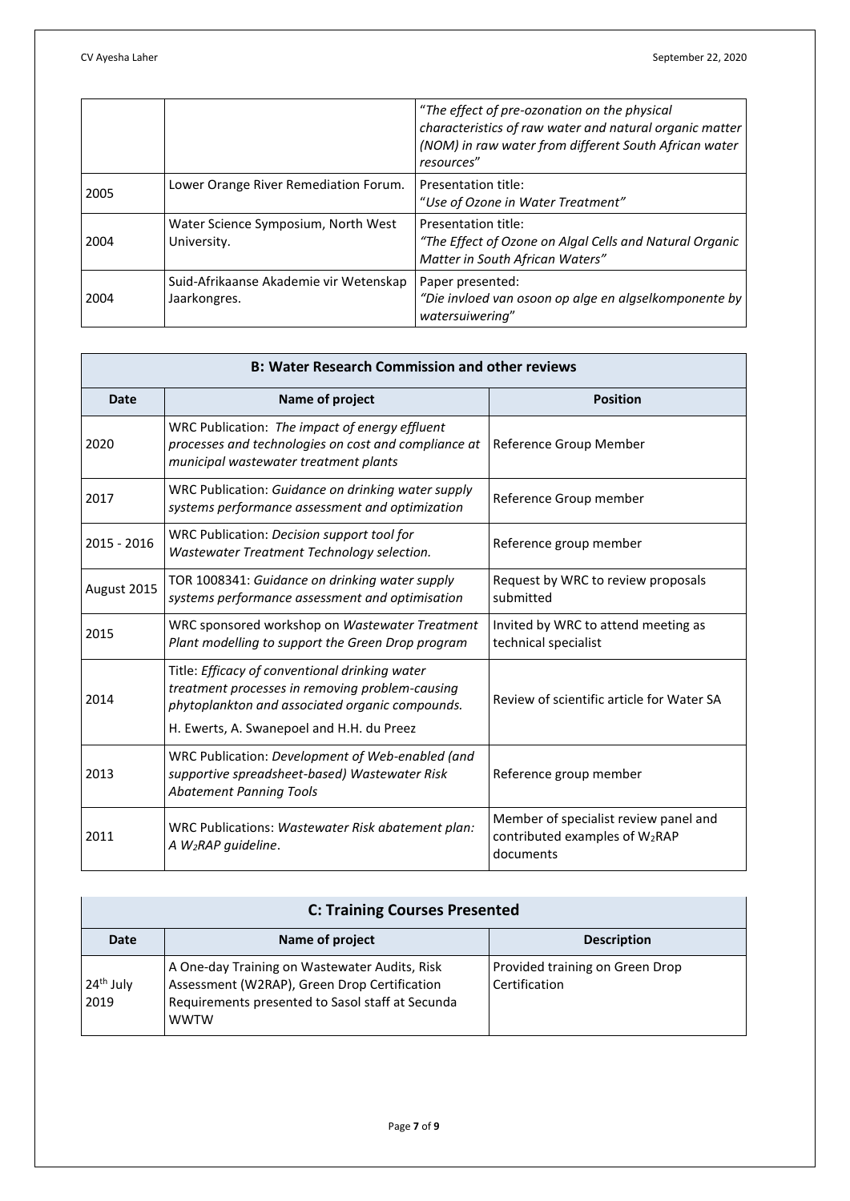| | | |
|---|---|---|
| | | "*The effect of pre-ozonation on the physical characteristics of raw water and natural organic matter (NOM) in raw water from different South African water resources*" |
| 2005 | Lower Orange River Remediation Forum. | Presentation title: "*Use of Ozone in Water Treatment*" |
| 2004 | Water Science Symposium, North West University. | Presentation title: *"The Effect of Ozone on Algal Cells and Natural Organic Matter in South African Waters"* |
| 2004 | Suid-Afrikaanse Akademie vir Wetenskap Jaarkongres. | Paper presented: *"Die invloed van osoon op alge en algselkomponente by watersuiwering*" |

## B: Water Research Commission and other reviews

| Date | Name of project | Position |
|---|---|---|
| 2020 | WRC Publication: *The impact of energy effluent processes and technologies on cost and compliance at municipal wastewater treatment plants* | Reference Group Member |
| 2017 | WRC Publication: *Guidance on drinking water supply systems performance assessment and optimization* | Reference Group member |
| 2015 - 2016 | WRC Publication: *Decision support tool for Wastewater Treatment Technology selection.* | Reference group member |
| August 2015 | TOR 1008341: *Guidance on drinking water supply systems performance assessment and optimisation* | Request by WRC to review proposals submitted |
| 2015 | WRC sponsored workshop on *Wastewater Treatment Plant modelling to support the Green Drop program* | Invited by WRC to attend meeting as technical specialist |
| 2014 | Title: *Efficacy of conventional drinking water treatment processes in removing problem-causing phytoplankton and associated organic compounds.* H. Ewerts, A. Swanepoel and H.H. du Preez | Review of scientific article for Water SA |
| 2013 | WRC Publication: *Development of Web-enabled (and supportive spreadsheet-based) Wastewater Risk Abatement Panning Tools* | Reference group member |
| 2011 | WRC Publications: *Wastewater Risk abatement plan: A $W_2$RAP guideline*. | Member of specialist review panel and contributed examples of $W_2$RAP documents |

## C: Training Courses Presented

| Date | Name of project | Description |
|---|---|---|
| 24th July 2019 | A One-day Training on Wastewater Audits, Risk Assessment (W2RAP), Green Drop Certification Requirements presented to Sasol staff at Secunda WWTW | Provided training on Green Drop Certification |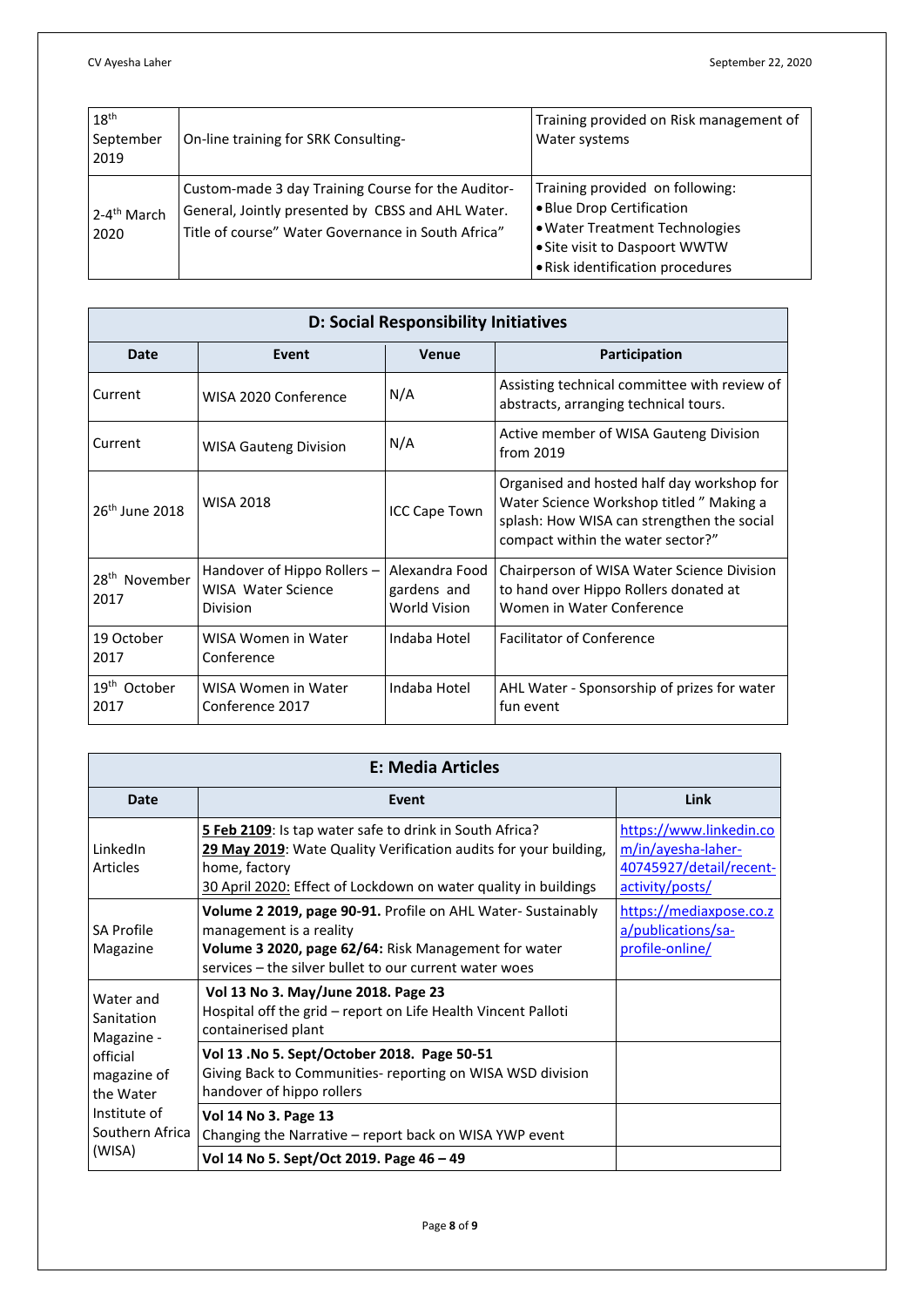| | | |
|---|---|---|
| 18th September 2019 | On-line training for SRK Consulting- | Training provided on Risk management of Water systems |
| 2-4th March 2020 | Custom-made 3 day Training Course for the Auditor-General, Jointly presented by CBSS and AHL Water. Title of course" Water Governance in South Africa" | Training provided on following:<br>• Blue Drop Certification<br>• Water Treatment Technologies<br>• Site visit to Daspoort WWTW<br>• Risk identification procedures |

## D: Social Responsibility Initiatives

| Date | Event | Venue | Participation |
|---|---|---|---|
| Current | WISA 2020 Conference | N/A | Assisting technical committee with review of abstracts, arranging technical tours. |
| Current | WISA Gauteng Division | N/A | Active member of WISA Gauteng Division from 2019 |
| 26th June 2018 | WISA 2018 | ICC Cape Town | Organised and hosted half day workshop for Water Science Workshop titled " Making a splash: How WISA can strengthen the social compact within the water sector?" |
| 28th November 2017 | Handover of Hippo Rollers – WISA Water Science Division | Alexandra Food gardens and World Vision | Chairperson of WISA Water Science Division to hand over Hippo Rollers donated at Women in Water Conference |
| 19 October 2017 | WISA Women in Water Conference | Indaba Hotel | Facilitator of Conference |
| 19th October 2017 | WISA Women in Water Conference 2017 | Indaba Hotel | AHL Water - Sponsorship of prizes for water fun event |

## E: Media Articles

| Date | Event | Link |
|---|---|---|
| LinkedIn Articles | **5 Feb 2109**: Is tap water safe to drink in South Africa?<br>**29 May 2019**: Wate Quality Verification audits for your building, home, factory<br>30 April 2020: Effect of Lockdown on water quality in buildings | https://www.linkedin.com/in/ayesha-laher-40745927/detail/recent-activity/posts/ |
| SA Profile Magazine | **Volume 2 2019, page 90-91.** Profile on AHL Water- Sustainably management is a reality<br>**Volume 3 2020, page 62/64:** Risk Management for water services – the silver bullet to our current water woes | https://mediaxpose.co.za/publications/sa-profile-online/ |
| Water and Sanitation Magazine - official magazine of the Water Institute of Southern Africa (WISA) | **Vol 13 No 3. May/June 2018. Page 23**<br>Hospital off the grid – report on Life Health Vincent Palloti containerised plant | |
| | **Vol 13 .No 5. Sept/October 2018. Page 50-51**<br>Giving Back to Communities- reporting on WISA WSD division handover of hippo rollers | |
| | **Vol 14 No 3. Page 13**<br>Changing the Narrative – report back on WISA YWP event | |
| | **Vol 14 No 5. Sept/Oct 2019. Page 46 – 49** | |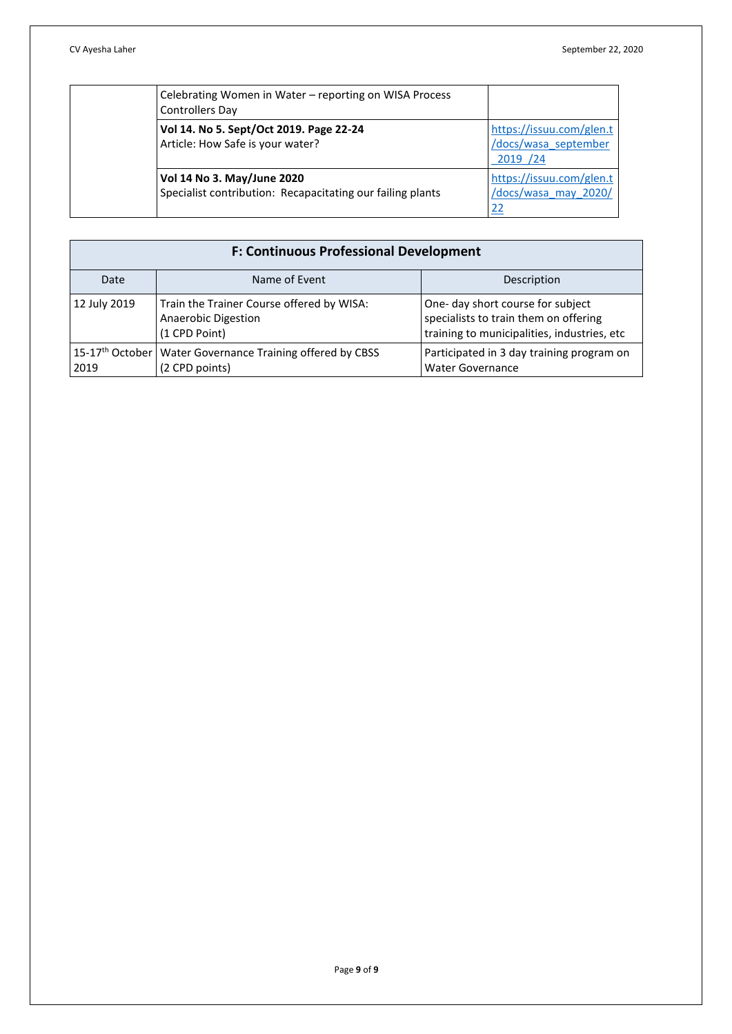| | | |
|---|---|---|
| | Celebrating Women in Water – reporting on WISA Process Controllers Day | |
| | **Vol 14. No 5. Sept/Oct 2019. Page 22-24**<br>Article: How Safe is your water? | https://issuu.com/glen.t/docs/wasa_september_2019_/24 |
| | **Vol 14 No 3. May/June 2020**<br>Specialist contribution: Recapacitating our failing plants | https://issuu.com/glen.t/docs/wasa_may_2020/22 |

| **F: Continuous Professional Development** | | |
|---|---|---|
| Date | Name of Event | Description |
| 12 July 2019 | Train the Trainer Course offered by WISA: Anaerobic Digestion (1 CPD Point) | One- day short course for subject specialists to train them on offering training to municipalities, industries, etc |
| 15-17th October 2019 | Water Governance Training offered by CBSS (2 CPD points) | Participated in 3 day training program on Water Governance |